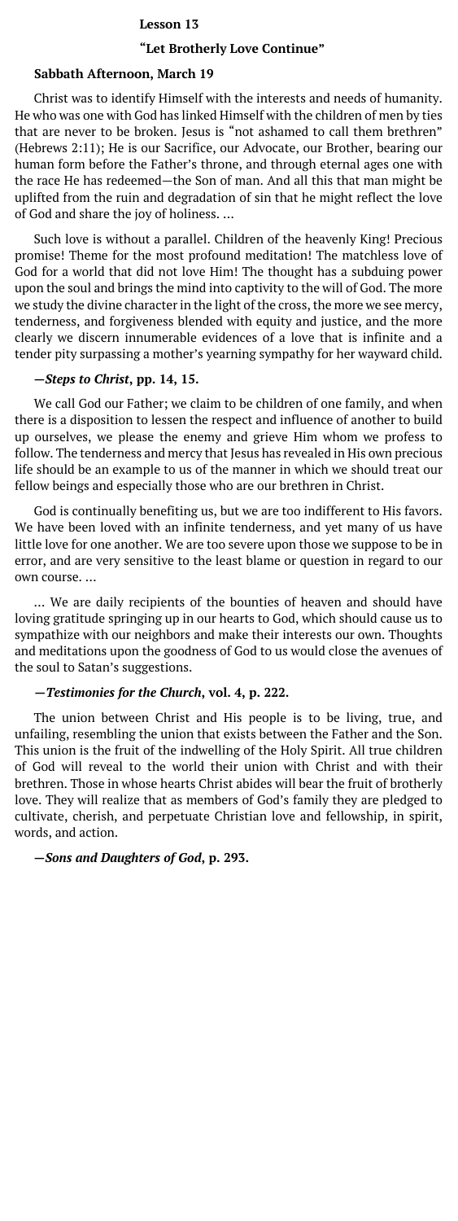## Lesson 13

## "Let Brotherly Love Continue"

### Sabbath Afternoon, March 19

Christ was to identify Himself with the interests and needs of humanity. He who was one with God has linked Himself with the children of men by ties that are never to be broken. Jesus is "not ashamed to call them brethren" (Hebrews 2:11); He is our Sacrifice, our Advocate, our Brother, bearing our human form before the Father's throne, and through eternal ages one with the race He has redeemed—the Son of man. And all this that man might be uplifted from the ruin and degradation of sin that he might reflect the love of God and share the joy of holiness. ...

Such love is without a parallel. Children of the heavenly King! Precious promise! Theme for the most profound meditation! The matchless love of God for a world that did not love Him! The thought has a subduing power upon the soul and brings the mind into captivity to the will of God. The more we study the divine character in the light of the cross, the more we see mercy, tenderness, and forgiveness blended with equity and justice, and the more clearly we discern innumerable evidences of a love that is infinite and a tender pity surpassing a mother's yearning sympathy for her wayward child.

**—*Steps to Christ*, pp. 14, 15.**

We call God our Father; we claim to be children of one family, and when there is a disposition to lessen the respect and influence of another to build up ourselves, we please the enemy and grieve Him whom we profess to follow. The tenderness and mercy that Jesus has revealed in His own precious life should be an example to us of the manner in which we should treat our fellow beings and especially those who are our brethren in Christ.

God is continually benefiting us, but we are too indifferent to His favors. We have been loved with an infinite tenderness, and yet many of us have little love for one another. We are too severe upon those we suppose to be in error, and are very sensitive to the least blame or question in regard to our own course. ...

... We are daily recipients of the bounties of heaven and should have loving gratitude springing up in our hearts to God, which should cause us to sympathize with our neighbors and make their interests our own. Thoughts and meditations upon the goodness of God to us would close the avenues of the soul to Satan's suggestions.

**—*Testimonies for the Church*, vol. 4, p. 222.**

The union between Christ and His people is to be living, true, and unfailing, resembling the union that exists between the Father and the Son. This union is the fruit of the indwelling of the Holy Spirit. All true children of God will reveal to the world their union with Christ and with their brethren. Those in whose hearts Christ abides will bear the fruit of brotherly love. They will realize that as members of God's family they are pledged to cultivate, cherish, and perpetuate Christian love and fellowship, in spirit, words, and action.

**—*Sons and Daughters of God*, p. 293.**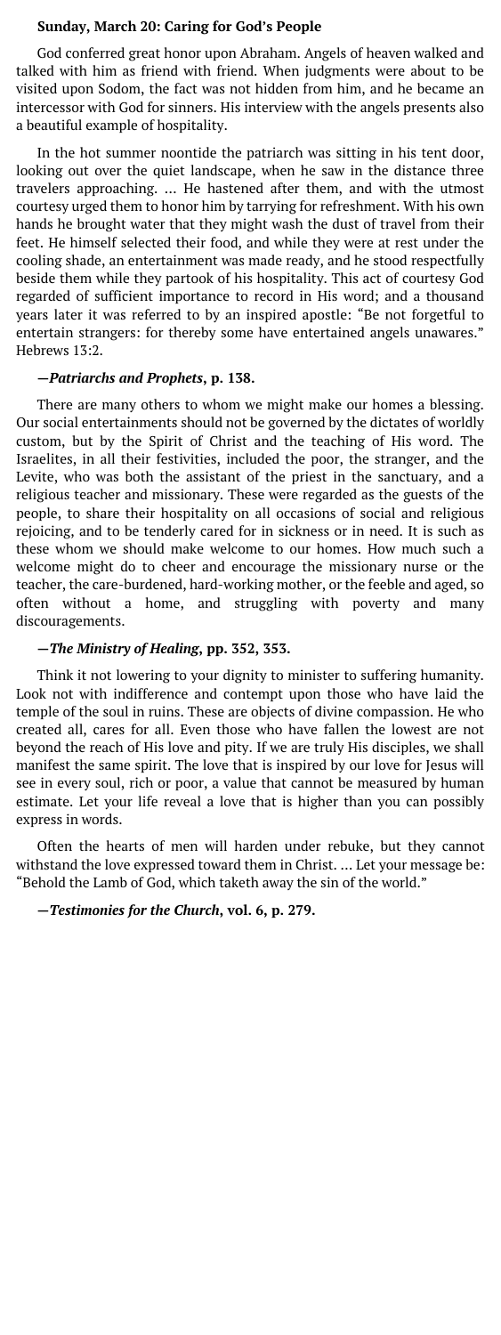**Sunday, March 20: Caring for God's People**

God conferred great honor upon Abraham. Angels of heaven walked and talked with him as friend with friend. When judgments were about to be visited upon Sodom, the fact was not hidden from him, and he became an intercessor with God for sinners. His interview with the angels presents also a beautiful example of hospitality.

In the hot summer noontide the patriarch was sitting in his tent door, looking out over the quiet landscape, when he saw in the distance three travelers approaching. ... He hastened after them, and with the utmost courtesy urged them to honor him by tarrying for refreshment. With his own hands he brought water that they might wash the dust of travel from their feet. He himself selected their food, and while they were at rest under the cooling shade, an entertainment was made ready, and he stood respectfully beside them while they partook of his hospitality. This act of courtesy God regarded of sufficient importance to record in His word; and a thousand years later it was referred to by an inspired apostle: "Be not forgetful to entertain strangers: for thereby some have entertained angels unawares." Hebrews 13:2.

**—*Patriarchs and Prophets*, p. 138.**

There are many others to whom we might make our homes a blessing. Our social entertainments should not be governed by the dictates of worldly custom, but by the Spirit of Christ and the teaching of His word. The Israelites, in all their festivities, included the poor, the stranger, and the Levite, who was both the assistant of the priest in the sanctuary, and a religious teacher and missionary. These were regarded as the guests of the people, to share their hospitality on all occasions of social and religious rejoicing, and to be tenderly cared for in sickness or in need. It is such as these whom we should make welcome to our homes. How much such a welcome might do to cheer and encourage the missionary nurse or the teacher, the care-burdened, hard-working mother, or the feeble and aged, so often without a home, and struggling with poverty and many discouragements.

**—*The Ministry of Healing,* pp. 352, 353.**

Think it not lowering to your dignity to minister to suffering humanity. Look not with indifference and contempt upon those who have laid the temple of the soul in ruins. These are objects of divine compassion. He who created all, cares for all. Even those who have fallen the lowest are not beyond the reach of His love and pity. If we are truly His disciples, we shall manifest the same spirit. The love that is inspired by our love for Jesus will see in every soul, rich or poor, a value that cannot be measured by human estimate. Let your life reveal a love that is higher than you can possibly express in words.

Often the hearts of men will harden under rebuke, but they cannot withstand the love expressed toward them in Christ. ... Let your message be: "Behold the Lamb of God, which taketh away the sin of the world."

**—*Testimonies for the Church*, vol. 6, p. 279.**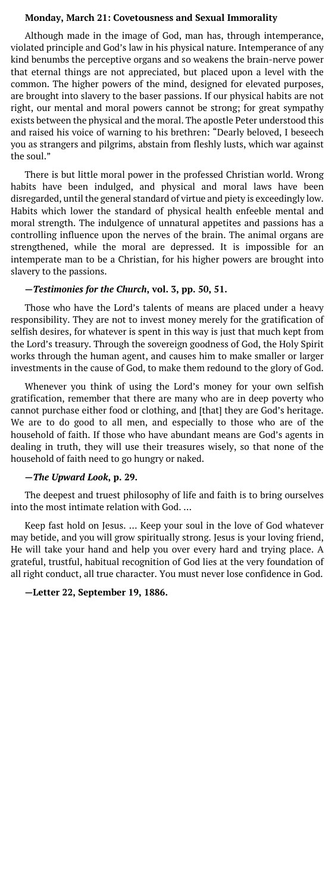**Monday, March 21: Covetousness and Sexual Immorality**

Although made in the image of God, man has, through intemperance, violated principle and God's law in his physical nature. Intemperance of any kind benumbs the perceptive organs and so weakens the brain-nerve power that eternal things are not appreciated, but placed upon a level with the common. The higher powers of the mind, designed for elevated purposes, are brought into slavery to the baser passions. If our physical habits are not right, our mental and moral powers cannot be strong; for great sympathy exists between the physical and the moral. The apostle Peter understood this and raised his voice of warning to his brethren: "Dearly beloved, I beseech you as strangers and pilgrims, abstain from fleshly lusts, which war against the soul."

There is but little moral power in the professed Christian world. Wrong habits have been indulged, and physical and moral laws have been disregarded, until the general standard of virtue and piety is exceedingly low. Habits which lower the standard of physical health enfeeble mental and moral strength. The indulgence of unnatural appetites and passions has a controlling influence upon the nerves of the brain. The animal organs are strengthened, while the moral are depressed. It is impossible for an intemperate man to be a Christian, for his higher powers are brought into slavery to the passions.

**—*Testimonies for the Church*, vol. 3, pp. 50, 51.**

Those who have the Lord's talents of means are placed under a heavy responsibility. They are not to invest money merely for the gratification of selfish desires, for whatever is spent in this way is just that much kept from the Lord's treasury. Through the sovereign goodness of God, the Holy Spirit works through the human agent, and causes him to make smaller or larger investments in the cause of God, to make them redound to the glory of God.

Whenever you think of using the Lord's money for your own selfish gratification, remember that there are many who are in deep poverty who cannot purchase either food or clothing, and [that] they are God's heritage. We are to do good to all men, and especially to those who are of the household of faith. If those who have abundant means are God's agents in dealing in truth, they will use their treasures wisely, so that none of the household of faith need to go hungry or naked.

**—*The Upward Look*, p. 29.**

The deepest and truest philosophy of life and faith is to bring ourselves into the most intimate relation with God. ...

Keep fast hold on Jesus. ... Keep your soul in the love of God whatever may betide, and you will grow spiritually strong. Jesus is your loving friend, He will take your hand and help you over every hard and trying place. A grateful, trustful, habitual recognition of God lies at the very foundation of all right conduct, all true character. You must never lose confidence in God.

**—Letter 22, September 19, 1886.**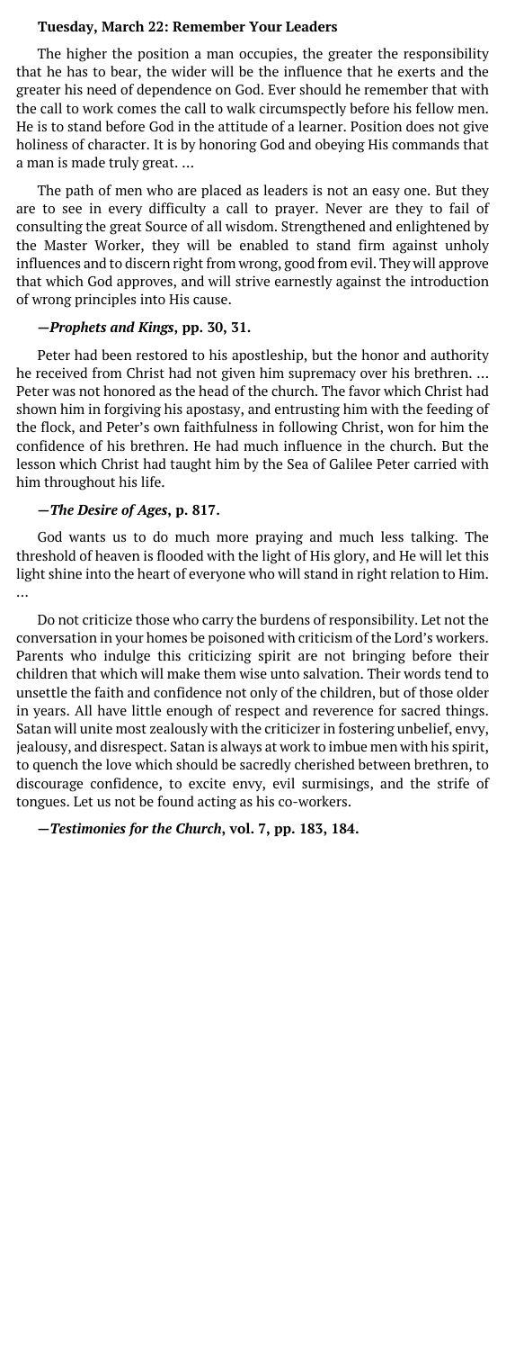**Tuesday, March 22: Remember Your Leaders**

The higher the position a man occupies, the greater the responsibility that he has to bear, the wider will be the influence that he exerts and the greater his need of dependence on God. Ever should he remember that with the call to work comes the call to walk circumspectly before his fellow men. He is to stand before God in the attitude of a learner. Position does not give holiness of character. It is by honoring God and obeying His commands that a man is made truly great. …

The path of men who are placed as leaders is not an easy one. But they are to see in every difficulty a call to prayer. Never are they to fail of consulting the great Source of all wisdom. Strengthened and enlightened by the Master Worker, they will be enabled to stand firm against unholy influences and to discern right from wrong, good from evil. They will approve that which God approves, and will strive earnestly against the introduction of wrong principles into His cause.

**—*Prophets and Kings*, pp. 30, 31.**

Peter had been restored to his apostleship, but the honor and authority he received from Christ had not given him supremacy over his brethren. … Peter was not honored as the head of the church. The favor which Christ had shown him in forgiving his apostasy, and entrusting him with the feeding of the flock, and Peter's own faithfulness in following Christ, won for him the confidence of his brethren. He had much influence in the church. But the lesson which Christ had taught him by the Sea of Galilee Peter carried with him throughout his life.

**—*The Desire of Ages*, p. 817.**

God wants us to do much more praying and much less talking. The threshold of heaven is flooded with the light of His glory, and He will let this light shine into the heart of everyone who will stand in right relation to Him. …

Do not criticize those who carry the burdens of responsibility. Let not the conversation in your homes be poisoned with criticism of the Lord's workers. Parents who indulge this criticizing spirit are not bringing before their children that which will make them wise unto salvation. Their words tend to unsettle the faith and confidence not only of the children, but of those older in years. All have little enough of respect and reverence for sacred things. Satan will unite most zealously with the criticizer in fostering unbelief, envy, jealousy, and disrespect. Satan is always at work to imbue men with his spirit, to quench the love which should be sacredly cherished between brethren, to discourage confidence, to excite envy, evil surmisings, and the strife of tongues. Let us not be found acting as his co-workers.

**—*Testimonies for the Church*, vol. 7, pp. 183, 184.**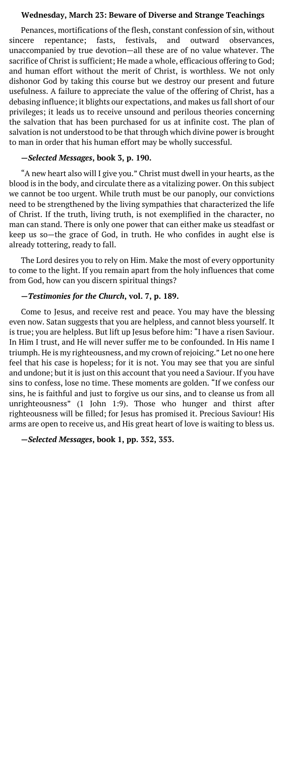### Wednesday, March 23: Beware of Diverse and Strange Teachings

Penances, mortifications of the flesh, constant confession of sin, without sincere repentance; fasts, festivals, and outward observances, unaccompanied by true devotion—all these are of no value whatever. The sacrifice of Christ is sufficient; He made a whole, efficacious offering to God; and human effort without the merit of Christ, is worthless. We not only dishonor God by taking this course but we destroy our present and future usefulness. A failure to appreciate the value of the offering of Christ, has a debasing influence; it blights our expectations, and makes us fall short of our privileges; it leads us to receive unsound and perilous theories concerning the salvation that has been purchased for us at infinite cost. The plan of salvation is not understood to be that through which divine power is brought to man in order that his human effort may be wholly successful.

**—*Selected Messages*, book 3, p. 190.**

"A new heart also will I give you." Christ must dwell in your hearts, as the blood is in the body, and circulate there as a vitalizing power. On this subject we cannot be too urgent. While truth must be our panoply, our convictions need to be strengthened by the living sympathies that characterized the life of Christ. If the truth, living truth, is not exemplified in the character, no man can stand. There is only one power that can either make us steadfast or keep us so—the grace of God, in truth. He who confides in aught else is already tottering, ready to fall.

The Lord desires you to rely on Him. Make the most of every opportunity to come to the light. If you remain apart from the holy influences that come from God, how can you discern spiritual things?

**—*Testimonies for the Church*, vol. 7, p. 189.**

Come to Jesus, and receive rest and peace. You may have the blessing even now. Satan suggests that you are helpless, and cannot bless yourself. It is true; you are helpless. But lift up Jesus before him: "I have a risen Saviour. In Him I trust, and He will never suffer me to be confounded. In His name I triumph. He is my righteousness, and my crown of rejoicing." Let no one here feel that his case is hopeless; for it is not. You may see that you are sinful and undone; but it is just on this account that you need a Saviour. If you have sins to confess, lose no time. These moments are golden. "If we confess our sins, he is faithful and just to forgive us our sins, and to cleanse us from all unrighteousness" (1 John 1:9). Those who hunger and thirst after righteousness will be filled; for Jesus has promised it. Precious Saviour! His arms are open to receive us, and His great heart of love is waiting to bless us.

**—*Selected Messages*, book 1, pp. 352, 353.**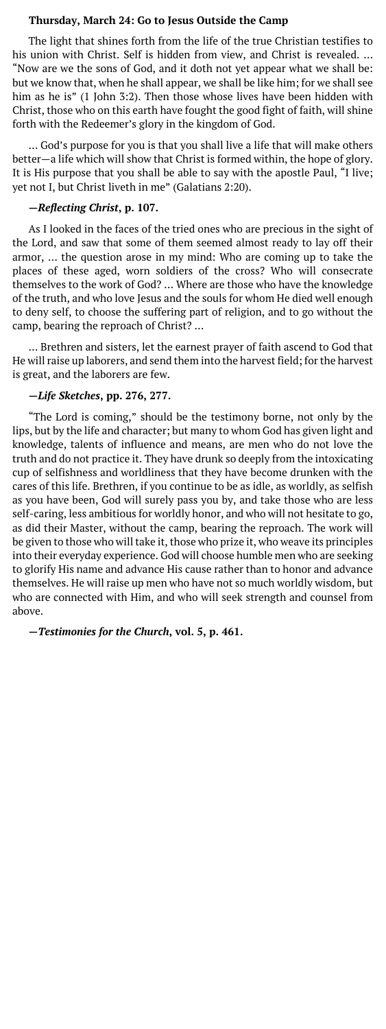**Thursday, March 24: Go to Jesus Outside the Camp**

The light that shines forth from the life of the true Christian testifies to his union with Christ. Self is hidden from view, and Christ is revealed. ... "Now are we the sons of God, and it doth not yet appear what we shall be: but we know that, when he shall appear, we shall be like him; for we shall see him as he is" (1 John 3:2). Then those whose lives have been hidden with Christ, those who on this earth have fought the good fight of faith, will shine forth with the Redeemer's glory in the kingdom of God.

... God's purpose for you is that you shall live a life that will make others better—a life which will show that Christ is formed within, the hope of glory. It is His purpose that you shall be able to say with the apostle Paul, "I live; yet not I, but Christ liveth in me" (Galatians 2:20).

**—*Reflecting Christ*, p. 107.**

As I looked in the faces of the tried ones who are precious in the sight of the Lord, and saw that some of them seemed almost ready to lay off their armor, ... the question arose in my mind: Who are coming up to take the places of these aged, worn soldiers of the cross? Who will consecrate themselves to the work of God? ... Where are those who have the knowledge of the truth, and who love Jesus and the souls for whom He died well enough to deny self, to choose the suffering part of religion, and to go without the camp, bearing the reproach of Christ? ...

... Brethren and sisters, let the earnest prayer of faith ascend to God that He will raise up laborers, and send them into the harvest field; for the harvest is great, and the laborers are few.

**—*Life Sketches*, pp. 276, 277.**

"The Lord is coming," should be the testimony borne, not only by the lips, but by the life and character; but many to whom God has given light and knowledge, talents of influence and means, are men who do not love the truth and do not practice it. They have drunk so deeply from the intoxicating cup of selfishness and worldliness that they have become drunken with the cares of this life. Brethren, if you continue to be as idle, as worldly, as selfish as you have been, God will surely pass you by, and take those who are less self-caring, less ambitious for worldly honor, and who will not hesitate to go, as did their Master, without the camp, bearing the reproach. The work will be given to those who will take it, those who prize it, who weave its principles into their everyday experience. God will choose humble men who are seeking to glorify His name and advance His cause rather than to honor and advance themselves. He will raise up men who have not so much worldly wisdom, but who are connected with Him, and who will seek strength and counsel from above.

**—*Testimonies for the Church*, vol. 5, p. 461.**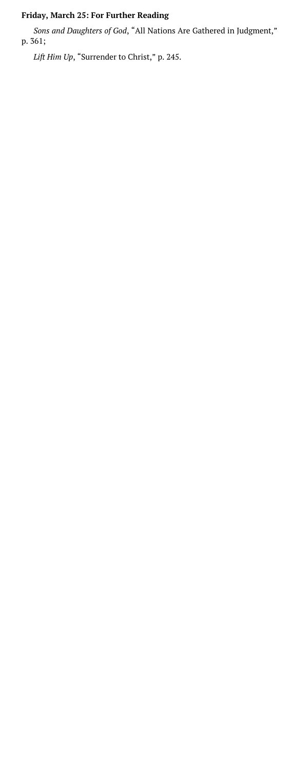**Friday, March 25: For Further Reading**

*Sons and Daughters of God*, "All Nations Are Gathered in Judgment," p. 361;

*Lift Him Up*, "Surrender to Christ," p. 245.